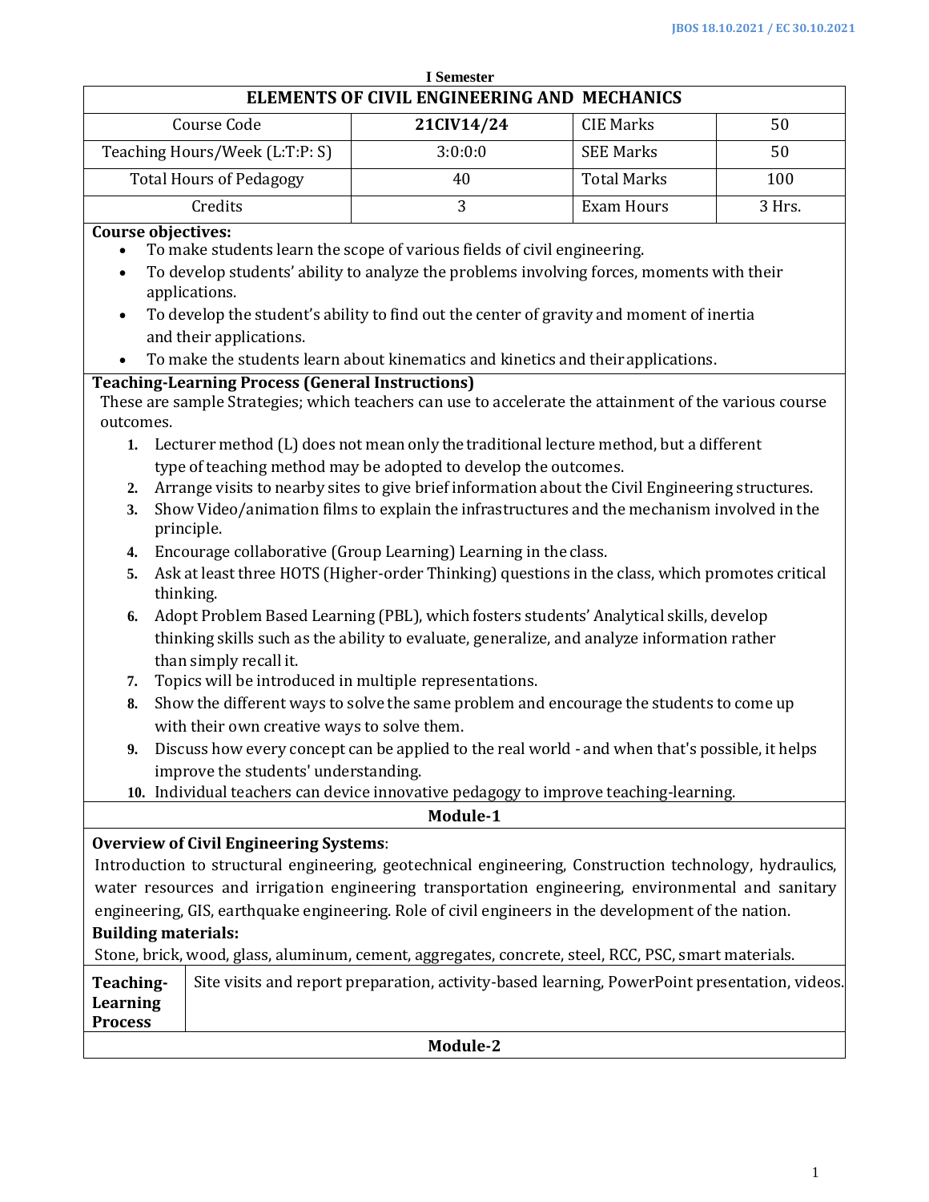I Semester

## ELEMENTS OF CIVIL ENGINEERING AND MECHANICS

| Course Code | 21CIV14/24 | CIE Marks | 50 |
|---|---|---|---|
| Teaching Hours/Week (L:T:P: S) | 3:0:0:0 | SEE Marks | 50 |
| Total Hours of Pedagogy | 40 | Total Marks | 100 |
| Credits | 3 | Exam Hours | 3 Hrs. |

**Course objectives:**

- To make students learn the scope of various fields of civil engineering.
- To develop students' ability to analyze the problems involving forces, moments with their applications.
- To develop the student's ability to find out the center of gravity and moment of inertia and their applications.
- To make the students learn about kinematics and kinetics and their applications.

**Teaching-Learning Process (General Instructions)**

These are sample Strategies; which teachers can use to accelerate the attainment of the various course outcomes.

1. Lecturer method (L) does not mean only the traditional lecture method, but a different type of teaching method may be adopted to develop the outcomes.
2. Arrange visits to nearby sites to give brief information about the Civil Engineering structures.
3. Show Video/animation films to explain the infrastructures and the mechanism involved in the principle.
4. Encourage collaborative (Group Learning) Learning in the class.
5. Ask at least three HOTS (Higher-order Thinking) questions in the class, which promotes critical thinking.
6. Adopt Problem Based Learning (PBL), which fosters students' Analytical skills, develop thinking skills such as the ability to evaluate, generalize, and analyze information rather than simply recall it.
7. Topics will be introduced in multiple representations.
8. Show the different ways to solve the same problem and encourage the students to come up with their own creative ways to solve them.
9. Discuss how every concept can be applied to the real world - and when that's possible, it helps improve the students' understanding.
10. Individual teachers can device innovative pedagogy to improve teaching-learning.

### Module-1

**Overview of Civil Engineering Systems**:

Introduction to structural engineering, geotechnical engineering, Construction technology, hydraulics, water resources and irrigation engineering transportation engineering, environmental and sanitary engineering, GIS, earthquake engineering. Role of civil engineers in the development of the nation.

**Building materials:**

Stone, brick, wood, glass, aluminum, cement, aggregates, concrete, steel, RCC, PSC, smart materials.

| **Teaching-Learning Process** | Site visits and report preparation, activity-based learning, PowerPoint presentation, videos. |
|---|---|

### Module-2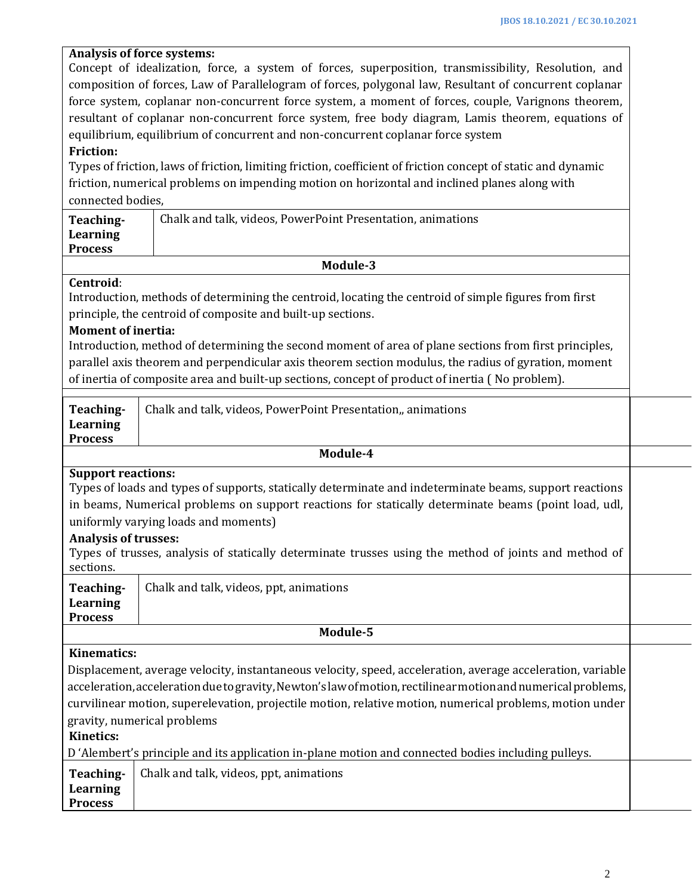**Analysis of force systems:**
Concept of idealization, force, a system of forces, superposition, transmissibility, Resolution, and composition of forces, Law of Parallelogram of forces, polygonal law, Resultant of concurrent coplanar force system, coplanar non-concurrent force system, a moment of forces, couple, Varignons theorem, resultant of coplanar non-concurrent force system, free body diagram, Lamis theorem, equations of equilibrium, equilibrium of concurrent and non-concurrent coplanar force system

**Friction:**
Types of friction, laws of friction, limiting friction, coefficient of friction concept of static and dynamic friction, numerical problems on impending motion on horizontal and inclined planes along with connected bodies,

| **Teaching-Learning Process** | Chalk and talk, videos, PowerPoint Presentation, animations |
|---|---|

## Module-3

**Centroid**:
Introduction, methods of determining the centroid, locating the centroid of simple figures from first principle, the centroid of composite and built-up sections.

**Moment of inertia:**
Introduction, method of determining the second moment of area of plane sections from first principles, parallel axis theorem and perpendicular axis theorem section modulus, the radius of gyration, moment of inertia of composite area and built-up sections, concept of product of inertia ( No problem).

| **Teaching-Learning Process** | Chalk and talk, videos, PowerPoint Presentation,, animations |
|---|---|

## Module-4

**Support reactions:**
Types of loads and types of supports, statically determinate and indeterminate beams, support reactions in beams, Numerical problems on support reactions for statically determinate beams (point load, udl, uniformly varying loads and moments)

**Analysis of trusses:**
Types of trusses, analysis of statically determinate trusses using the method of joints and method of sections.

| **Teaching-Learning Process** | Chalk and talk, videos, ppt, animations |
|---|---|

## Module-5

**Kinematics:**
Displacement, average velocity, instantaneous velocity, speed, acceleration, average acceleration, variable acceleration, acceleration due to gravity, Newton's law of motion, rectilinear motion and numerical problems, curvilinear motion, superelevation, projectile motion, relative motion, numerical problems, motion under gravity, numerical problems

**Kinetics:**
D 'Alembert's principle and its application in-plane motion and connected bodies including pulleys.

| **Teaching-Learning Process** | Chalk and talk, videos, ppt, animations |
|---|---|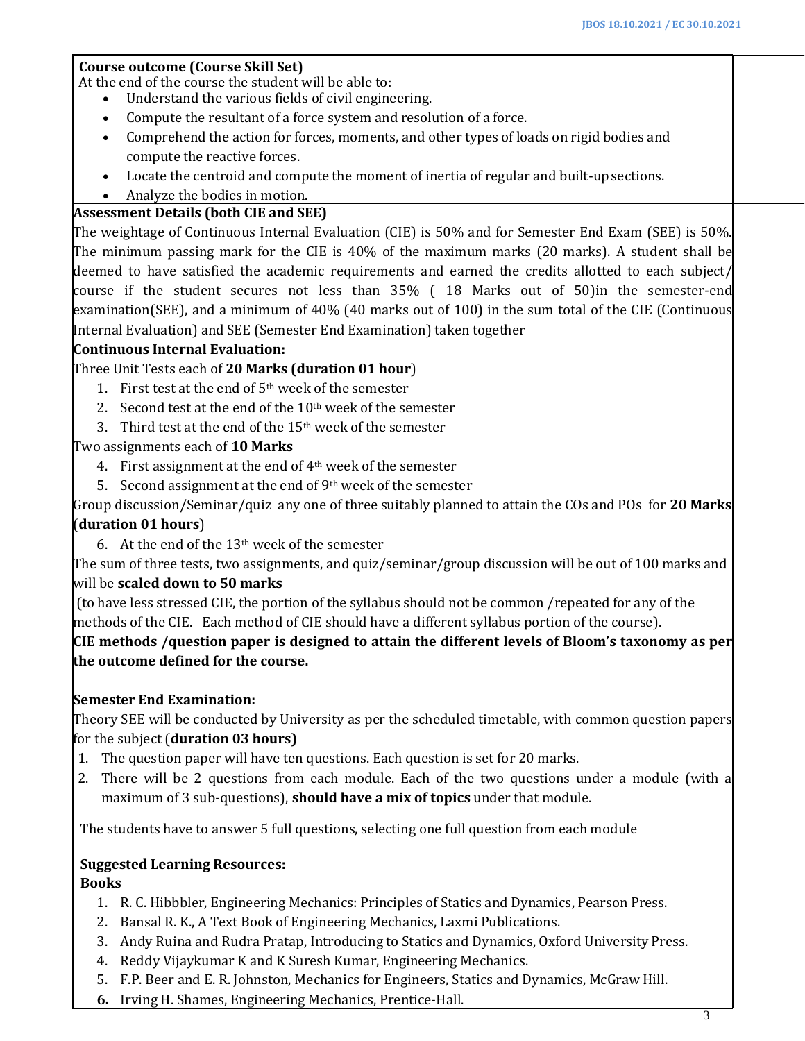**Course outcome (Course Skill Set)**

At the end of the course the student will be able to:

- Understand the various fields of civil engineering.
- Compute the resultant of a force system and resolution of a force.
- Comprehend the action for forces, moments, and other types of loads on rigid bodies and compute the reactive forces.
- Locate the centroid and compute the moment of inertia of regular and built-up sections.
- Analyze the bodies in motion.

**Assessment Details (both CIE and SEE)**

The weightage of Continuous Internal Evaluation (CIE) is 50% and for Semester End Exam (SEE) is 50%. The minimum passing mark for the CIE is 40% of the maximum marks (20 marks). A student shall be deemed to have satisfied the academic requirements and earned the credits allotted to each subject/ course if the student secures not less than 35% ( 18 Marks out of 50)in the semester-end examination(SEE), and a minimum of 40% (40 marks out of 100) in the sum total of the CIE (Continuous Internal Evaluation) and SEE (Semester End Examination) taken together

**Continuous Internal Evaluation:**

Three Unit Tests each of **20 Marks (duration 01 hour**)

1. First test at the end of 5th week of the semester
2. Second test at the end of the 10th week of the semester
3. Third test at the end of the 15th week of the semester

Two assignments each of **10 Marks**

4. First assignment at the end of 4th week of the semester
5. Second assignment at the end of 9th week of the semester

Group discussion/Seminar/quiz any one of three suitably planned to attain the COs and POs for **20 Marks** (**duration 01 hours**)

6. At the end of the 13th week of the semester

The sum of three tests, two assignments, and quiz/seminar/group discussion will be out of 100 marks and will be **scaled down to 50 marks**

(to have less stressed CIE, the portion of the syllabus should not be common /repeated for any of the methods of the CIE. Each method of CIE should have a different syllabus portion of the course).

**CIE methods /question paper is designed to attain the different levels of Bloom's taxonomy as per the outcome defined for the course.**

**Semester End Examination:**

Theory SEE will be conducted by University as per the scheduled timetable, with common question papers for the subject (**duration 03 hours)**

1. The question paper will have ten questions. Each question is set for 20 marks.
2. There will be 2 questions from each module. Each of the two questions under a module (with a maximum of 3 sub-questions), **should have a mix of topics** under that module.

The students have to answer 5 full questions, selecting one full question from each module

**Suggested Learning Resources:**

**Books**

1. R. C. Hibbbler, Engineering Mechanics: Principles of Statics and Dynamics, Pearson Press.
2. Bansal R. K., A Text Book of Engineering Mechanics, Laxmi Publications.
3. Andy Ruina and Rudra Pratap, Introducing to Statics and Dynamics, Oxford University Press.
4. Reddy Vijaykumar K and K Suresh Kumar, Engineering Mechanics.
5. F.P. Beer and E. R. Johnston, Mechanics for Engineers, Statics and Dynamics, McGraw Hill.
6. Irving H. Shames, Engineering Mechanics, Prentice-Hall.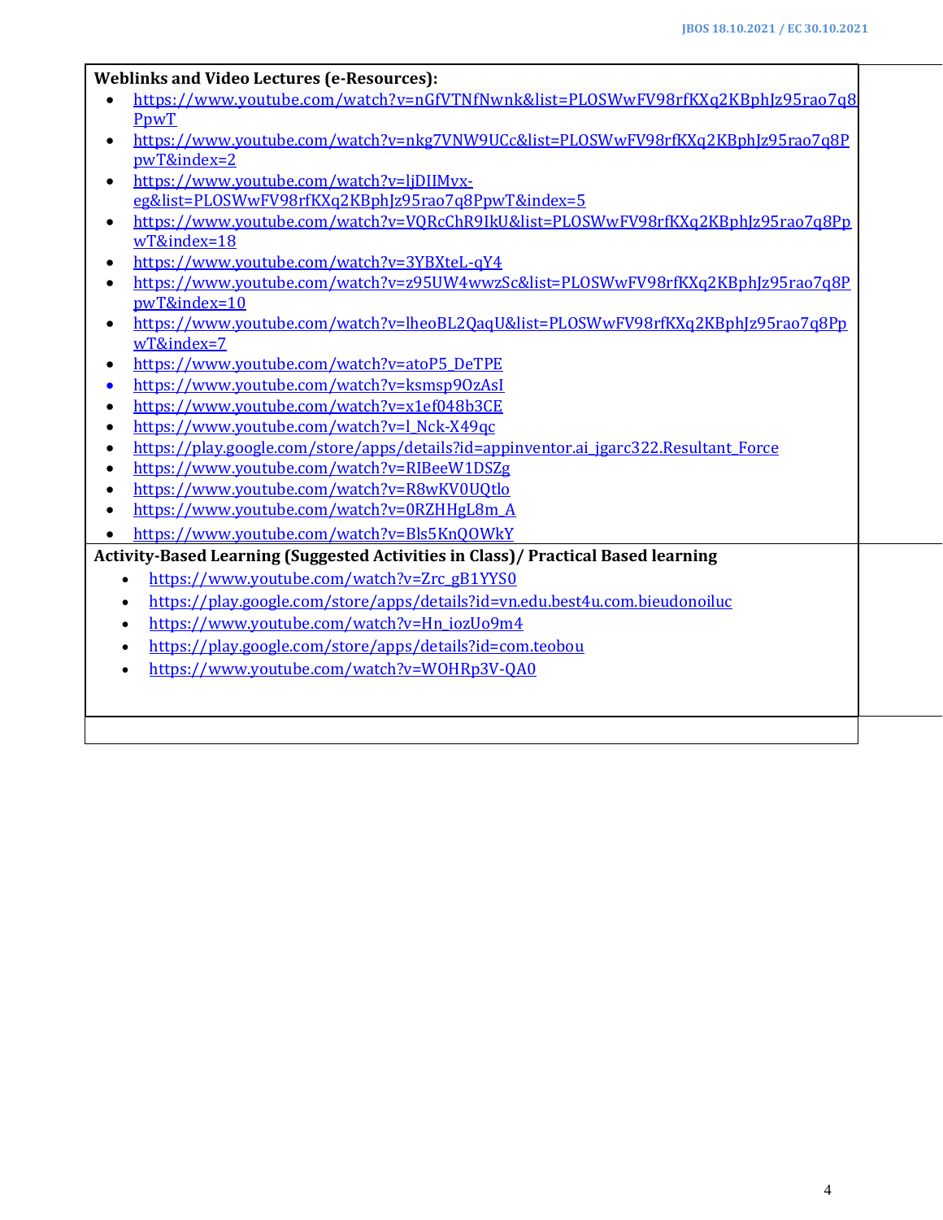**Weblinks and Video Lectures (e-Resources):**

- https://www.youtube.com/watch?v=nGfVTNfNwnk&list=PLOSWwFV98rfKXq2KBphJz95rao7q8PpwT
- https://www.youtube.com/watch?v=nkg7VNW9UCc&list=PLOSWwFV98rfKXq2KBphJz95rao7q8PpwT&index=2
- https://www.youtube.com/watch?v=ljDIIMvx-eg&list=PLOSWwFV98rfKXq2KBphJz95rao7q8PpwT&index=5
- https://www.youtube.com/watch?v=VQRcChR9IkU&list=PLOSWwFV98rfKXq2KBphJz95rao7q8PpwT&index=18
- https://www.youtube.com/watch?v=3YBXteL-qY4
- https://www.youtube.com/watch?v=z95UW4wwzSc&list=PLOSWwFV98rfKXq2KBphJz95rao7q8PpwT&index=10
- https://www.youtube.com/watch?v=lheoBL2QaqU&list=PLOSWwFV98rfKXq2KBphJz95rao7q8PpwT&index=7
- https://www.youtube.com/watch?v=atoP5_DeTPE
- https://www.youtube.com/watch?v=ksmsp9OzAsI
- https://www.youtube.com/watch?v=x1ef048b3CE
- https://www.youtube.com/watch?v=l_Nck-X49qc
- https://play.google.com/store/apps/details?id=appinventor.ai_jgarc322.Resultant_Force
- https://www.youtube.com/watch?v=RIBeeW1DSZg
- https://www.youtube.com/watch?v=R8wKV0UQtlo
- https://www.youtube.com/watch?v=0RZHHgL8m_A
- https://www.youtube.com/watch?v=Bls5KnQOWkY

**Activity-Based Learning (Suggested Activities in Class)/ Practical Based learning**

- https://www.youtube.com/watch?v=Zrc_gB1YYS0
- https://play.google.com/store/apps/details?id=vn.edu.best4u.com.bieudonoiluc
- https://www.youtube.com/watch?v=Hn_iozUo9m4
- https://play.google.com/store/apps/details?id=com.teobou
- https://www.youtube.com/watch?v=WOHRp3V-QA0